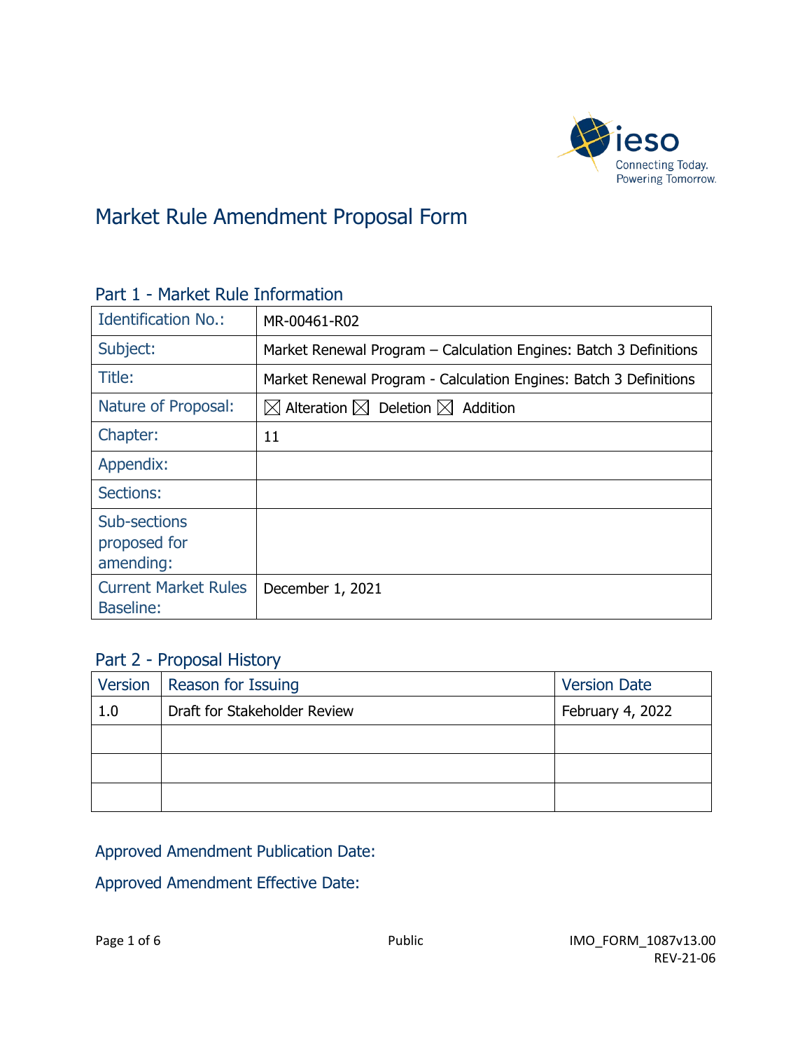# Market Rule Amendment Proposal Form

## Part 1 - Market Rule Information

| | |
|---|---|
| Identification No.: | MR-00461-R02 |
| Subject: | Market Renewal Program – Calculation Engines: Batch 3 Definitions |
| Title: | Market Renewal Program - Calculation Engines: Batch 3 Definitions |
| Nature of Proposal: | ☒ Alteration ☒ Deletion ☒ Addition |
| Chapter: | 11 |
| Appendix: | |
| Sections: | |
| Sub-sections proposed for amending: | |
| Current Market Rules Baseline: | December 1, 2021 |

## Part 2 - Proposal History

| Version | Reason for Issuing | Version Date |
|---|---|---|
| 1.0 | Draft for Stakeholder Review | February 4, 2022 |
| | | |
| | | |
| | | |

Approved Amendment Publication Date:

Approved Amendment Effective Date:

Public

IMO_FORM_1087v13.00
REV-21-06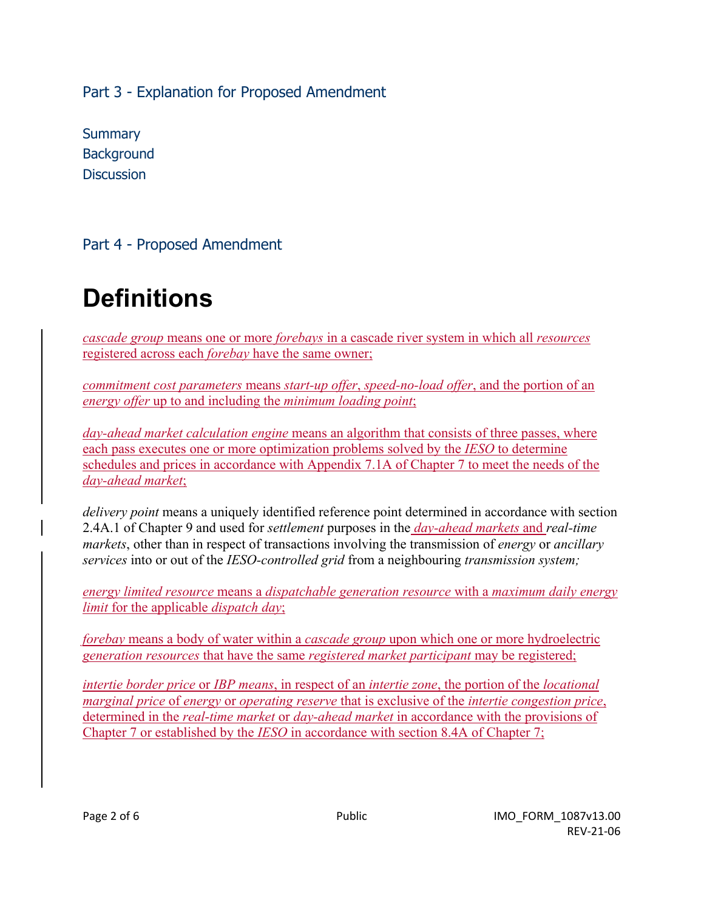## Part 3 - Explanation for Proposed Amendment

Summary
Background
Discussion

## Part 4 - Proposed Amendment

# Definitions

*cascade group* means one or more *forebays* in a cascade river system in which all *resources* registered across each *forebay* have the same owner;

*commitment cost parameters* means *start-up offer*, *speed-no-load offer*, and the portion of an *energy offer* up to and including the *minimum loading point*;

*day-ahead market calculation engine* means an algorithm that consists of three passes, where each pass executes one or more optimization problems solved by the *IESO* to determine schedules and prices in accordance with Appendix 7.1A of Chapter 7 to meet the needs of the *day-ahead market*;

*delivery point* means a uniquely identified reference point determined in accordance with section 2.4A.1 of Chapter 9 and used for *settlement* purposes in the *day-ahead markets* and *real-time markets*, other than in respect of transactions involving the transmission of *energy* or *ancillary services* into or out of the *IESO-controlled grid* from a neighbouring *transmission system;*

*energy limited resource* means a *dispatchable generation resource* with a *maximum daily energy limit* for the applicable *dispatch day*;

*forebay* means a body of water within a *cascade group* upon which one or more hydroelectric *generation resources* that have the same *registered market participant* may be registered;

*intertie border price* or *IBP means*, in respect of an *intertie zone*, the portion of the *locational marginal price* of *energy* or *operating reserve* that is exclusive of the *intertie congestion price*, determined in the *real-time market* or *day-ahead market* in accordance with the provisions of Chapter 7 or established by the *IESO* in accordance with section 8.4A of Chapter 7;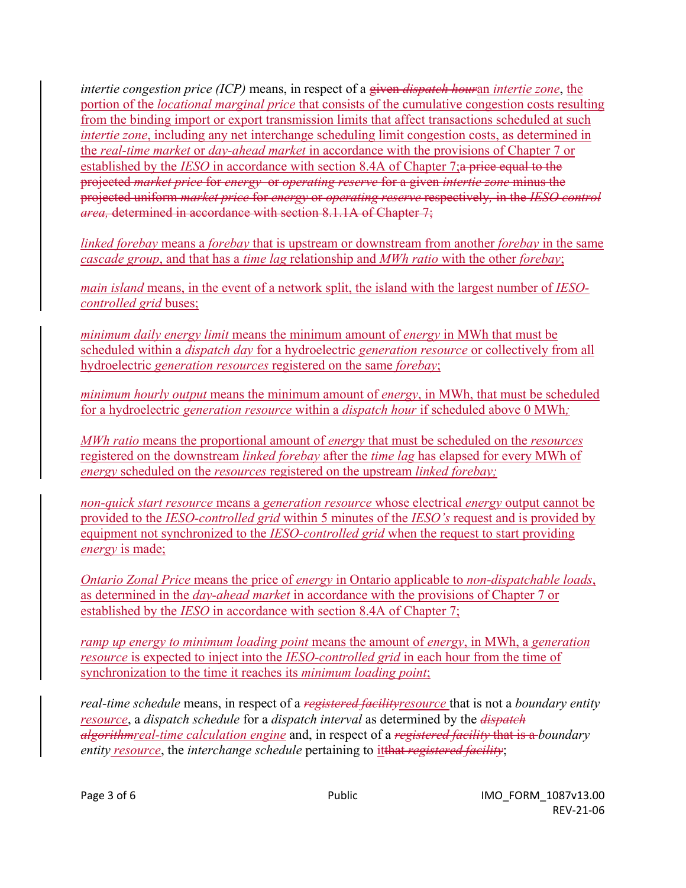*intertie congestion price (ICP)* means, in respect of a ~~given *dispatch hour*~~an *intertie zone*, the portion of the *locational marginal price* that consists of the cumulative congestion costs resulting from the binding import or export transmission limits that affect transactions scheduled at such *intertie zone*, including any net interchange scheduling limit congestion costs, as determined in the *real-time market* or *day-ahead market* in accordance with the provisions of Chapter 7 or established by the *IESO* in accordance with section 8.4A of Chapter 7;~~a price equal to the projected *market price* for *energy* or *operating reserve* for a given *intertie zone* minus the projected uniform *market price* for *energy* or *operating reserve* respectively, in the *IESO control area*, determined in accordance with section 8.1.1A of Chapter 7;~~

*linked forebay* means a *forebay* that is upstream or downstream from another *forebay* in the same *cascade group*, and that has a *time lag* relationship and *MWh ratio* with the other *forebay*;

*main island* means, in the event of a network split, the island with the largest number of *IESO-controlled grid* buses;

*minimum daily energy limit* means the minimum amount of *energy* in MWh that must be scheduled within a *dispatch day* for a hydroelectric *generation resource* or collectively from all hydroelectric *generation resources* registered on the same *forebay*;

*minimum hourly output* means the minimum amount of *energy*, in MWh, that must be scheduled for a hydroelectric *generation resource* within a *dispatch hour* if scheduled above 0 MWh;

*MWh ratio* means the proportional amount of *energy* that must be scheduled on the *resources* registered on the downstream *linked forebay* after the *time lag* has elapsed for every MWh of *energy* scheduled on the *resources* registered on the upstream *linked forebay;*

*non-quick start resource* means a *generation resource* whose electrical *energy* output cannot be provided to the *IESO-controlled grid* within 5 minutes of the *IESO's* request and is provided by equipment not synchronized to the *IESO-controlled grid* when the request to start providing *energy* is made;

*Ontario Zonal Price* means the price of *energy* in Ontario applicable to *non-dispatchable loads*, as determined in the *day-ahead market* in accordance with the provisions of Chapter 7 or established by the *IESO* in accordance with section 8.4A of Chapter 7;

*ramp up energy to minimum loading point* means the amount of *energy*, in MWh, a *generation resource* is expected to inject into the *IESO-controlled grid* in each hour from the time of synchronization to the time it reaches its *minimum loading point*;

*real-time schedule* means, in respect of a ~~*registered facility*~~*resource* that is not a *boundary entity resource*, a *dispatch schedule* for a *dispatch interval* as determined by the ~~*dispatch algorithm*~~*real-time calculation engine* and, in respect of a ~~*registered facility* that is a~~ *boundary entity resource*, the *interchange schedule* pertaining to it~~that *registered facility*~~;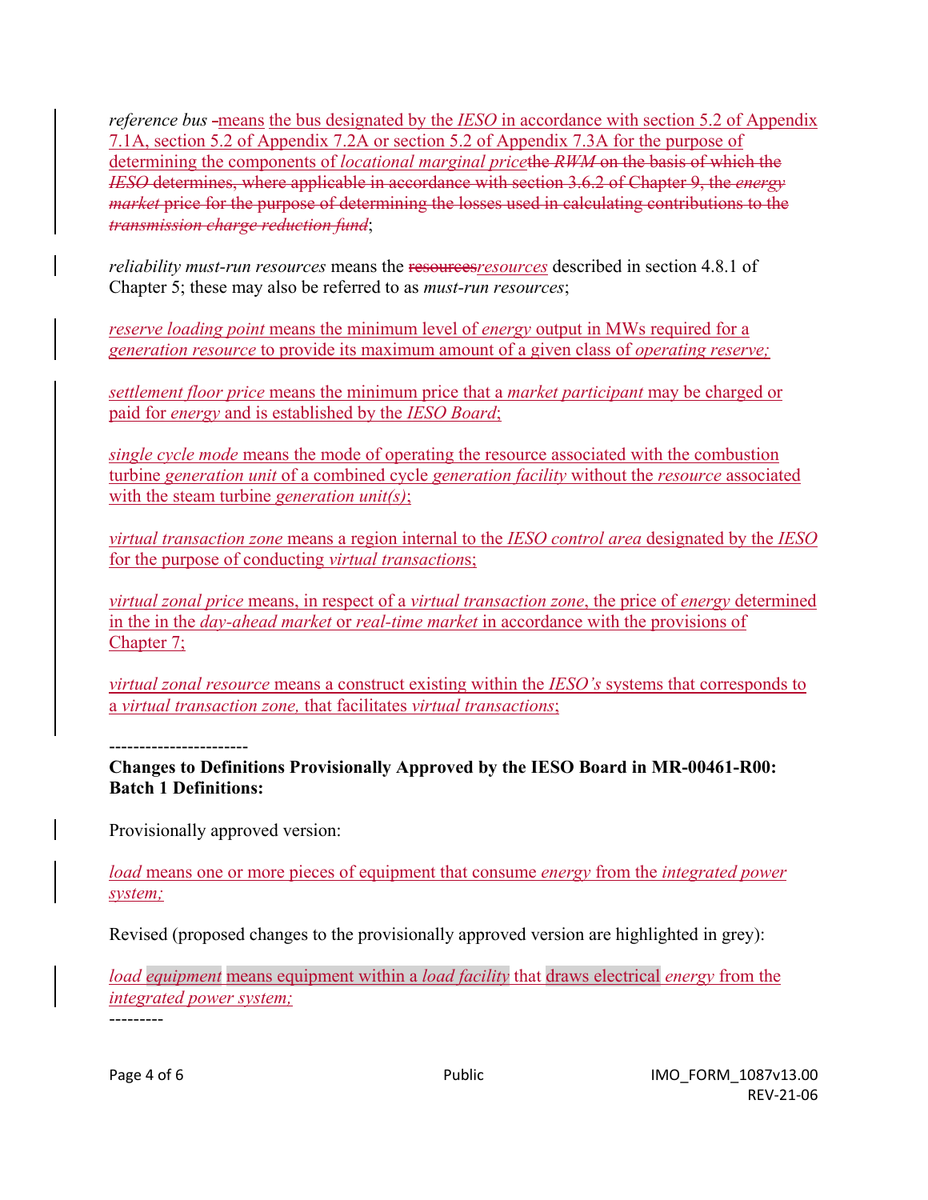*reference bus* -means the bus designated by the *IESO* in accordance with section 5.2 of Appendix 7.1A, section 5.2 of Appendix 7.2A or section 5.2 of Appendix 7.3A for the purpose of determining the components of *locational marginal price*~~the *RWM* on the basis of which the *IESO* determines, where applicable in accordance with section 3.6.2 of Chapter 9, the *energy market* price for the purpose of determining the losses used in calculating contributions to the *transmission charge reduction fund*~~;

*reliability must-run resources* means the ~~resources~~*resources* described in section 4.8.1 of Chapter 5; these may also be referred to as *must-run resources*;

*reserve loading point* means the minimum level of *energy* output in MWs required for a *generation resource* to provide its maximum amount of a given class of *operating reserve;*

*settlement floor price* means the minimum price that a *market participant* may be charged or paid for *energy* and is established by the *IESO Board*;

*single cycle mode* means the mode of operating the resource associated with the combustion turbine *generation unit* of a combined cycle *generation facility* without the *resource* associated with the steam turbine *generation unit(s)*;

*virtual transaction zone* means a region internal to the *IESO control area* designated by the *IESO* for the purpose of conducting *virtual transaction*s;

*virtual zonal price* means, in respect of a *virtual transaction zone*, the price of *energy* determined in the in the *day-ahead market* or *real-time market* in accordance with the provisions of Chapter 7;

*virtual zonal resource* means a construct existing within the *IESO's* systems that corresponds to a *virtual transaction zone,* that facilitates *virtual transactions*;

----------------------

**Changes to Definitions Provisionally Approved by the IESO Board in MR-00461-R00: Batch 1 Definitions:**

Provisionally approved version:

*load* means one or more pieces of equipment that consume *energy* from the *integrated power system;*

Revised (proposed changes to the provisionally approved version are highlighted in grey):

*load equipment* means equipment within a *load facility* that draws electrical *energy* from the *integrated power system;*

---------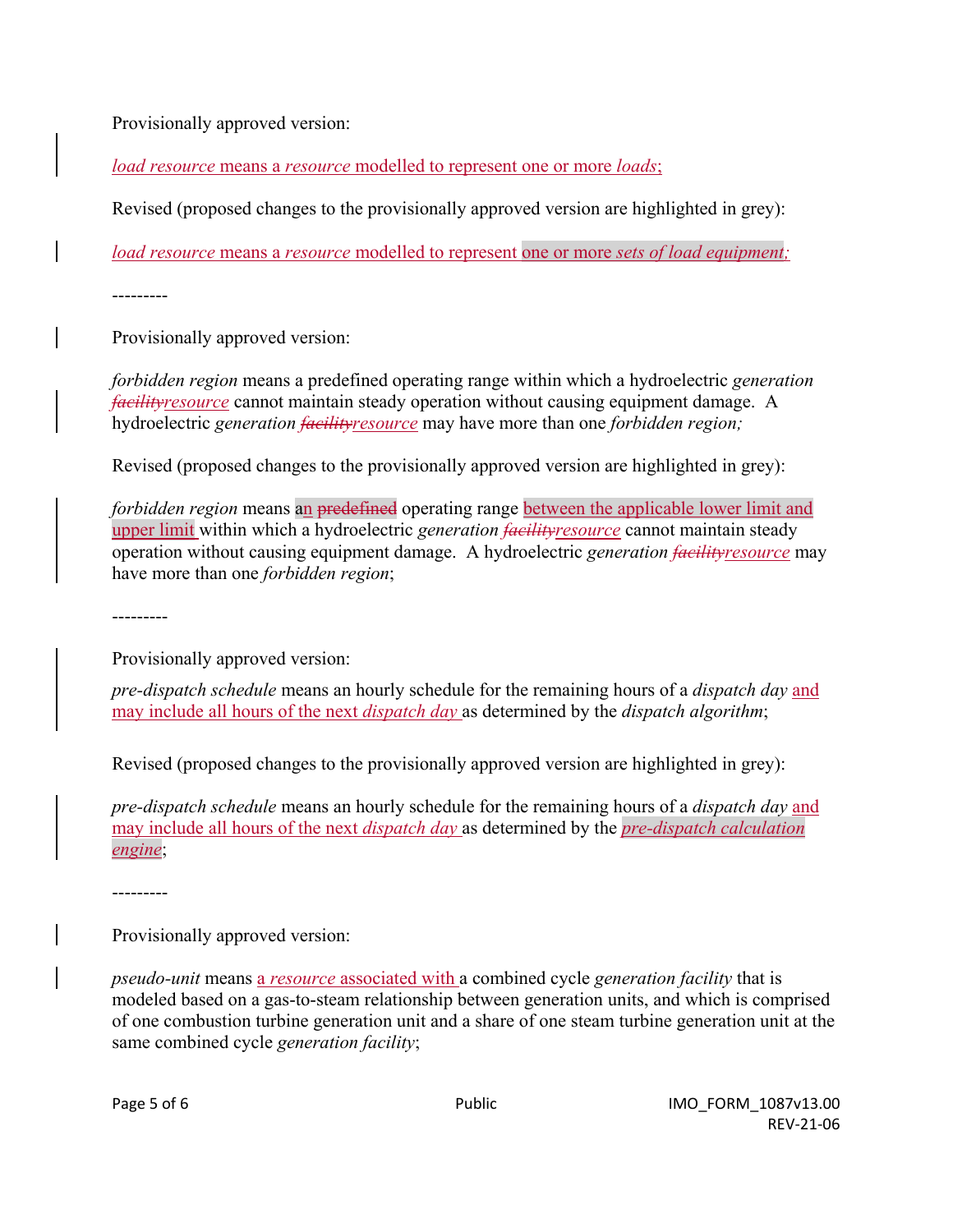Provisionally approved version:

*load resource* means a *resource* modelled to represent one or more *loads*;

Revised (proposed changes to the provisionally approved version are highlighted in grey):

*load resource* means a *resource* modelled to represent one or more *sets of load equipment*;

---------

Provisionally approved version:

*forbidden region* means a predefined operating range within which a hydroelectric *generation* ~~*facility*~~*resource* cannot maintain steady operation without causing equipment damage. A hydroelectric *generation* ~~*facility*~~*resource* may have more than one *forbidden region;*

Revised (proposed changes to the provisionally approved version are highlighted in grey):

*forbidden region* means an ~~predefined~~ operating range between the applicable lower limit and upper limit within which a hydroelectric *generation* ~~*facility*~~*resource* cannot maintain steady operation without causing equipment damage. A hydroelectric *generation* ~~*facility*~~*resource* may have more than one *forbidden region*;

---------

Provisionally approved version:

*pre-dispatch schedule* means an hourly schedule for the remaining hours of a *dispatch day* and may include all hours of the next *dispatch day* as determined by the *dispatch algorithm*;

Revised (proposed changes to the provisionally approved version are highlighted in grey):

*pre-dispatch schedule* means an hourly schedule for the remaining hours of a *dispatch day* and may include all hours of the next *dispatch day* as determined by the *pre-dispatch calculation engine*;

---------

Provisionally approved version:

*pseudo-unit* means a *resource* associated with a combined cycle *generation facility* that is modeled based on a gas-to-steam relationship between generation units, and which is comprised of one combustion turbine generation unit and a share of one steam turbine generation unit at the same combined cycle *generation facility*;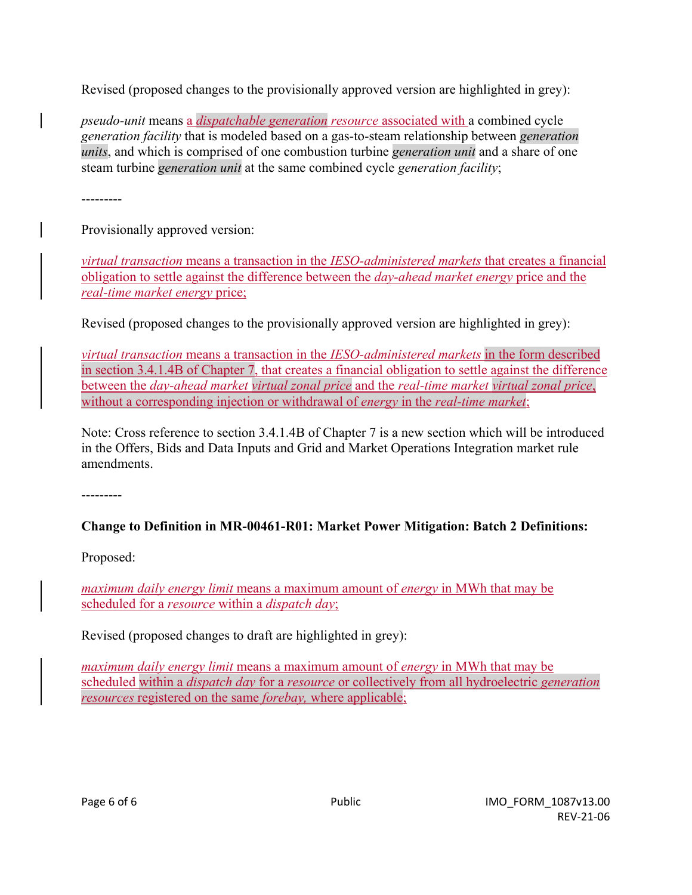Revised (proposed changes to the provisionally approved version are highlighted in grey):

*pseudo-unit* means a *dispatchable generation resource* associated with a combined cycle *generation facility* that is modeled based on a gas-to-steam relationship between *generation units*, and which is comprised of one combustion turbine *generation unit* and a share of one steam turbine *generation unit* at the same combined cycle *generation facility*;

---------

Provisionally approved version:

*virtual transaction* means a transaction in the *IESO-administered markets* that creates a financial obligation to settle against the difference between the *day-ahead market energy* price and the *real-time market energy* price;

Revised (proposed changes to the provisionally approved version are highlighted in grey):

*virtual transaction* means a transaction in the *IESO-administered markets* in the form described in section 3.4.1.4B of Chapter 7, that creates a financial obligation to settle the difference between the *day-ahead market virtual zonal price* and the *real-time market virtual zonal price*, without a corresponding injection or withdrawal of *energy* in the *real-time market*;

Note: Cross reference to section 3.4.1.4B of Chapter 7 is a new section which will be introduced in the Offers, Bids and Data Inputs and Grid and Market Operations Integration market rule amendments.

---------

**Change to Definition in MR-00461-R01: Market Power Mitigation: Batch 2 Definitions:**

Proposed:

*maximum daily energy limit* means a maximum amount of *energy* in MWh that may be scheduled for a *resource* within a *dispatch day*;

Revised (proposed changes to draft are highlighted in grey):

*maximum daily energy limit* means a maximum amount of *energy* in MWh that may be scheduled within a *dispatch day* for a *resource* or collectively from all hydroelectric *generation resources* registered on the same *forebay,* where applicable;